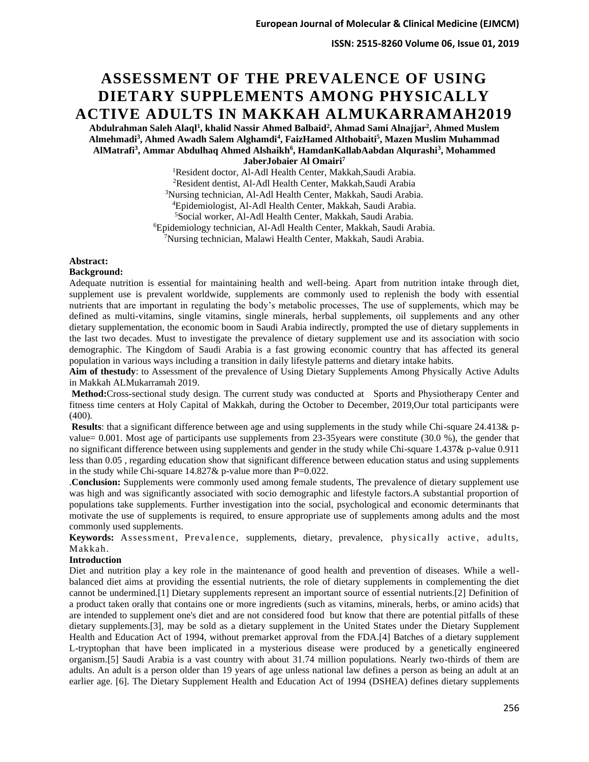# ASSESSMENT OF THE PREVALENCE OF USING DIETARY SUPPLEMENTS AMONG PHYSICALLY ACTIVE ADULTS IN MAKKAH ALMUKARRAMAH2019

**Abdulrahman Saleh Alaql[1], khalid Nassir Ahmed Balbaid[2], Ahmad Sami Alnajjar[2], Ahmed Muslem Almehmadi[3], Ahmed Awadh Salem Alghamdi[4], FaizHamed Althobaiti[5], Mazen Muslim Muhammad AlMatrafi[3], Ammar Abdulhaq Ahmed Alshaikh[6], HamdanKallabAabdan Alqurashi[3], Mohammed JaberJobaier Al Omairi[7]**

[1]Resident doctor, Al-Adl Health Center, Makkah,Saudi Arabia.
[2]Resident dentist, Al-Adl Health Center, Makkah,Saudi Arabia
[3]Nursing technician, Al-Adl Health Center, Makkah, Saudi Arabia.
[4]Epidemiologist, Al-Adl Health Center, Makkah, Saudi Arabia.
[5]Social worker, Al-Adl Health Center, Makkah, Saudi Arabia.
[6]Epidemiology technician, Al-Adl Health Center, Makkah, Saudi Arabia.
[7]Nursing technician, Malawi Health Center, Makkah, Saudi Arabia.

**Abstract:**

**Background:**

Adequate nutrition is essential for maintaining health and well-being. Apart from nutrition intake through diet, supplement use is prevalent worldwide, supplements are commonly used to replenish the body with essential nutrients that are important in regulating the body's metabolic processes, The use of supplements, which may be defined as multi-vitamins, single vitamins, single minerals, herbal supplements, oil supplements and any other dietary supplementation, the economic boom in Saudi Arabia indirectly, prompted the use of dietary supplements in the last two decades. Must to investigate the prevalence of dietary supplement use and its association with socio demographic. The Kingdom of Saudi Arabia is a fast growing economic country that has affected its general population in various ways including a transition in daily lifestyle patterns and dietary intake habits.

**Aim of thestudy**: to Assessment of the prevalence of Using Dietary Supplements Among Physically Active Adults in Makkah ALMukarramah 2019.

**Method:**Cross-sectional study design. The current study was conducted at Sports and Physiotherapy Center and fitness time centers at Holy Capital of Makkah, during the October to December, 2019,Our total participants were (400).

**Results**: that a significant difference between age and using supplements in the study while Chi-square 24.413& p-value= 0.001. Most age of participants use supplements from 23-35years were constitute (30.0 %), the gender that no significant difference between using supplements and gender in the study while Chi-square 1.437& p-value 0.911 less than 0.05 , regarding education show that significant difference between education status and using supplements in the study while Chi-square 14.827& p-value more than P=0.022.

.**Conclusion:** Supplements were commonly used among female students, The prevalence of dietary supplement use was high and was significantly associated with socio demographic and lifestyle factors.A substantial proportion of populations take supplements. Further investigation into the social, psychological and economic determinants that motivate the use of supplements is required, to ensure appropriate use of supplements among adults and the most commonly used supplements.

**Keywords:** Assessment, Prevalence, supplements, dietary, prevalence, physically active, adults, Makkah.

**Introduction**

Diet and nutrition play a key role in the maintenance of good health and prevention of diseases. While a well-balanced diet aims at providing the essential nutrients, the role of dietary supplements in complementing the diet cannot be undermined.[1] Dietary supplements represent an important source of essential nutrients.[2] Definition of a product taken orally that contains one or more ingredients (such as vitamins, minerals, herbs, or amino acids) that are intended to supplement one's diet and are not considered food but know that there are potential pitfalls of these dietary supplements.[3], may be sold as a dietary supplement in the United States under the Dietary Supplement Health and Education Act of 1994, without premarket approval from the FDA.[4] Batches of a dietary supplement L-tryptophan that have been implicated in a mysterious disease were produced by a genetically engineered organism.[5] Saudi Arabia is a vast country with about 31.74 million populations. Nearly two-thirds of them are adults. An adult is a person older than 19 years of age unless national law defines a person as being an adult at an earlier age. [6]. The Dietary Supplement Health and Education Act of 1994 (DSHEA) defines dietary supplements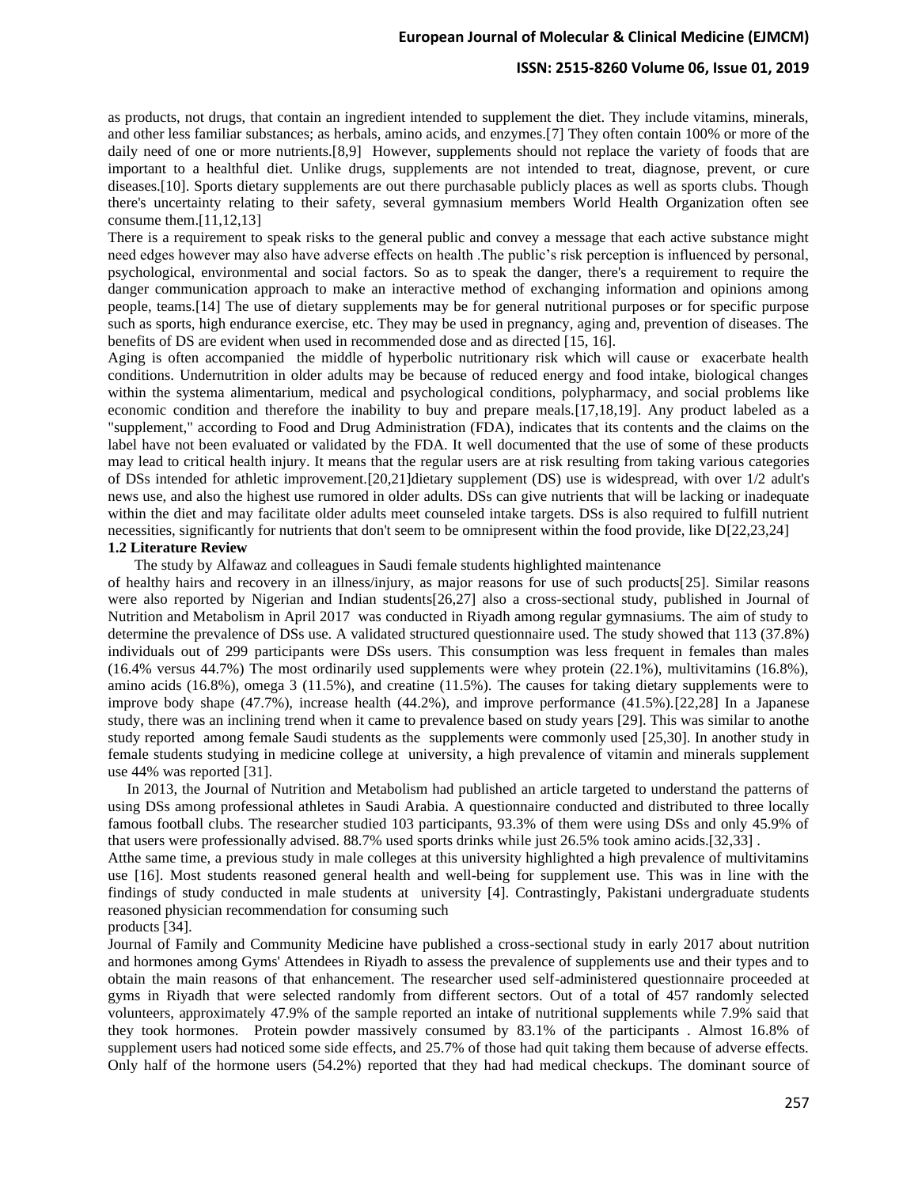as products, not drugs, that contain an ingredient intended to supplement the diet. They include vitamins, minerals, and other less familiar substances; as herbals, amino acids, and enzymes.[7] They often contain 100% or more of the daily need of one or more nutrients.[8,9] However, supplements should not replace the variety of foods that are important to a healthful diet. Unlike drugs, supplements are not intended to treat, diagnose, prevent, or cure diseases.[10]. Sports dietary supplements are out there purchasable publicly places as well as sports clubs. Though there's uncertainty relating to their safety, several gymnasium members World Health Organization often see consume them.[11,12,13]

There is a requirement to speak risks to the general public and convey a message that each active substance might need edges however may also have adverse effects on health .The public's risk perception is influenced by personal, psychological, environmental and social factors. So as to speak the danger, there's a requirement to require the danger communication approach to make an interactive method of exchanging information and opinions among people, teams.[14] The use of dietary supplements may be for general nutritional purposes or for specific purpose such as sports, high endurance exercise, etc. They may be used in pregnancy, aging and, prevention of diseases. The benefits of DS are evident when used in recommended dose and as directed [15, 16].

Aging is often accompanied the middle of hyperbolic nutritionary risk which will cause or exacerbate health conditions. Undernutrition in older adults may be because of reduced energy and food intake, biological changes within the systema alimentarium, medical and psychological conditions, polypharmacy, and social problems like economic condition and therefore the inability to buy and prepare meals.[17,18,19]. Any product labeled as a "supplement," according to Food and Drug Administration (FDA), indicates that its contents and the claims on the label have not been evaluated or validated by the FDA. It well documented that the use of some of these products may lead to critical health injury. It means that the regular users are at risk resulting from taking various categories of DSs intended for athletic improvement.[20,21]dietary supplement (DS) use is widespread, with over 1/2 adult's news use, and also the highest use rumored in older adults. DSs can give nutrients that will be lacking or inadequate within the diet and may facilitate older adults meet counseled intake targets. DSs is also required to fulfill nutrient necessities, significantly for nutrients that don't seem to be omnipresent within the food provide, like D[22,23,24]

### 1.2 Literature Review

The study by Alfawaz and colleagues in Saudi female students highlighted maintenance of healthy hairs and recovery in an illness/injury, as major reasons for use of such products[25]. Similar reasons were also reported by Nigerian and Indian students[26,27] also a cross-sectional study, published in Journal of Nutrition and Metabolism in April 2017 was conducted in Riyadh among regular gymnasiums. The aim of study to determine the prevalence of DSs use. A validated structured questionnaire used. The study showed that 113 (37.8%) individuals out of 299 participants were DSs users. This consumption was less frequent in females than males (16.4% versus 44.7%) The most ordinarily used supplements were whey protein (22.1%), multivitamins (16.8%), amino acids (16.8%), omega 3 (11.5%), and creatine (11.5%). The causes for taking dietary supplements were to improve body shape (47.7%), increase health (44.2%), and improve performance (41.5%).[22,28] In a Japanese study, there was an inclining trend when it came to prevalence based on study years [29]. This was similar to anothe study reported among female Saudi students as the supplements were commonly used [25,30]. In another study in female students studying in medicine college at university, a high prevalence of vitamin and minerals supplement use 44% was reported [31].

In 2013, the Journal of Nutrition and Metabolism had published an article targeted to understand the patterns of using DSs among professional athletes in Saudi Arabia. A questionnaire conducted and distributed to three locally famous football clubs. The researcher studied 103 participants, 93.3% of them were using DSs and only 45.9% of that users were professionally advised. 88.7% used sports drinks while just 26.5% took amino acids.[32,33] .

Atthe same time, a previous study in male colleges at this university highlighted a high prevalence of multivitamins use [16]. Most students reasoned general health and well-being for supplement use. This was in line with the findings of study conducted in male students at university [4]. Contrastingly, Pakistani undergraduate students reasoned physician recommendation for consuming such products [34].

Journal of Family and Community Medicine have published a cross-sectional study in early 2017 about nutrition and hormones among Gyms' Attendees in Riyadh to assess the prevalence of supplements use and their types and to obtain the main reasons of that enhancement. The researcher used self-administered questionnaire proceeded at gyms in Riyadh that were selected randomly from different sectors. Out of a total of 457 randomly selected volunteers, approximately 47.9% of the sample reported an intake of nutritional supplements while 7.9% said that they took hormones. Protein powder massively consumed by 83.1% of the participants . Almost 16.8% of supplement users had noticed some side effects, and 25.7% of those had quit taking them because of adverse effects. Only half of the hormone users (54.2%) reported that they had had medical checkups. The dominant source of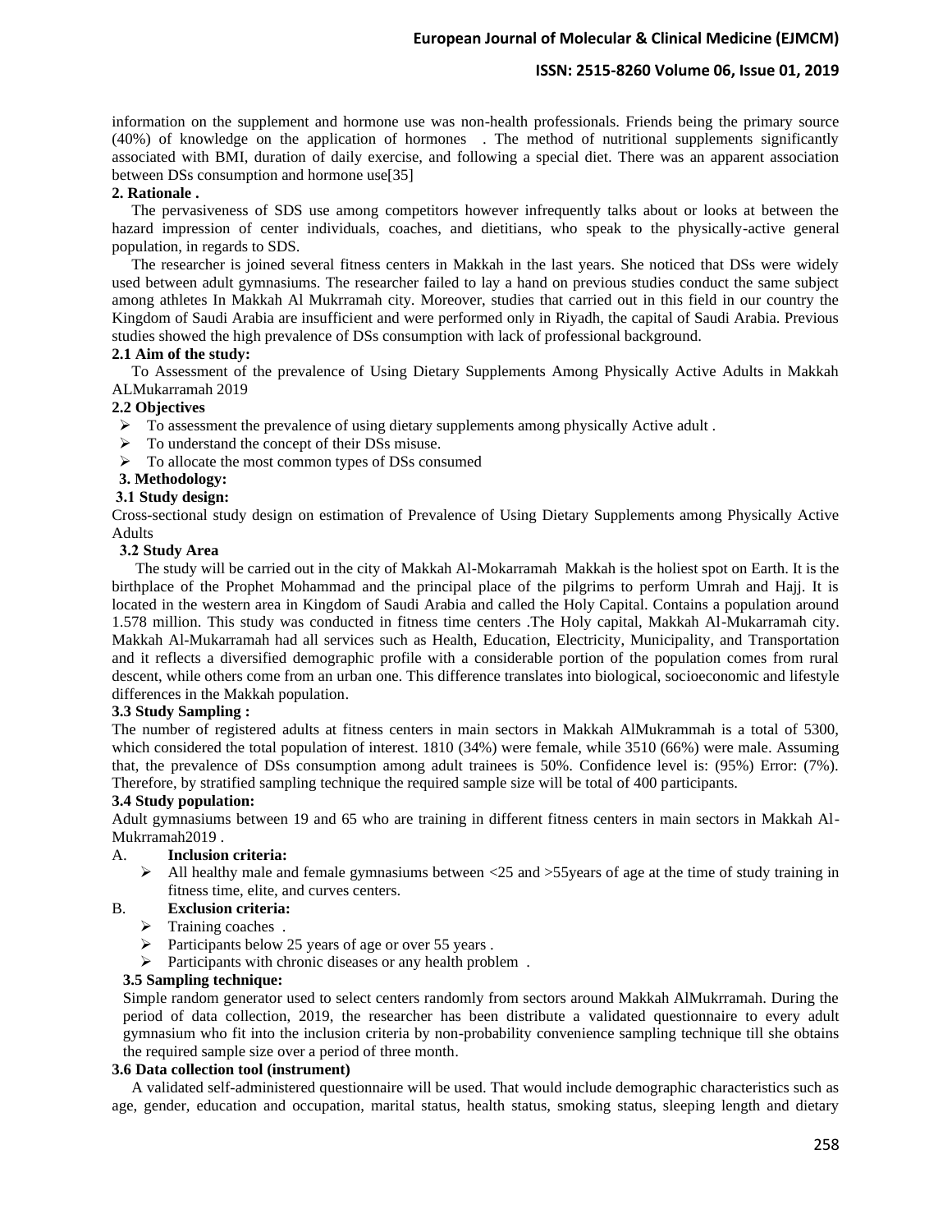information on the supplement and hormone use was non-health professionals. Friends being the primary source (40%) of knowledge on the application of hormones . The method of nutritional supplements significantly associated with BMI, duration of daily exercise, and following a special diet. There was an apparent association between DSs consumption and hormone use[35]

## 2. Rationale .

The pervasiveness of SDS use among competitors however infrequently talks about or looks at between the hazard impression of center individuals, coaches, and dietitians, who speak to the physically-active general population, in regards to SDS.

The researcher is joined several fitness centers in Makkah in the last years. She noticed that DSs were widely used between adult gymnasiums. The researcher failed to lay a hand on previous studies conduct the same subject among athletes In Makkah Al Mukrramah city. Moreover, studies that carried out in this field in our country the Kingdom of Saudi Arabia are insufficient and were performed only in Riyadh, the capital of Saudi Arabia. Previous studies showed the high prevalence of DSs consumption with lack of professional background.

### 2.1 Aim of the study:

To Assessment of the prevalence of Using Dietary Supplements Among Physically Active Adults in Makkah ALMukarramah 2019

### 2.2 Objectives

- To assessment the prevalence of using dietary supplements among physically Active adult .
- To understand the concept of their DSs misuse.
- To allocate the most common types of DSs consumed

## 3. Methodology:

### 3.1 Study design:

Cross-sectional study design on estimation of Prevalence of Using Dietary Supplements among Physically Active Adults

### 3.2 Study Area

The study will be carried out in the city of Makkah Al-Mokarramah Makkah is the holiest spot on Earth. It is the birthplace of the Prophet Mohammad and the principal place of the pilgrims to perform Umrah and Hajj. It is located in the western area in Kingdom of Saudi Arabia and called the Holy Capital. Contains a population around 1.578 million. This study was conducted in fitness time centers .The Holy capital, Makkah Al-Mukarramah city. Makkah Al-Mukarramah had all services such as Health, Education, Electricity, Municipality, and Transportation and it reflects a diversified demographic profile with a considerable portion of the population comes from rural descent, while others come from an urban one. This difference translates into biological, socioeconomic and lifestyle differences in the Makkah population.

### 3.3 Study Sampling :

The number of registered adults at fitness centers in main sectors in Makkah AlMukrammah is a total of 5300, which considered the total population of interest. 1810 (34%) were female, while 3510 (66%) were male. Assuming that, the prevalence of DSs consumption among adult trainees is 50%. Confidence level is: (95%) Error: (7%). Therefore, by stratified sampling technique the required sample size will be total of 400 participants.

### 3.4 Study population:

Adult gymnasiums between 19 and 65 who are training in different fitness centers in main sectors in Makkah Al-Mukrramah2019 .

A. **Inclusion criteria:**

- All healthy male and female gymnasiums between <25 and >55years of age at the time of study training in fitness time, elite, and curves centers.

B. **Exclusion criteria:**

- Training coaches .
- Participants below 25 years of age or over 55 years .
- Participants with chronic diseases or any health problem .

### 3.5 Sampling technique:

Simple random generator used to select centers randomly from sectors around Makkah AlMukrramah. During the period of data collection, 2019, the researcher has been distribute a validated questionnaire to every adult gymnasium who fit into the inclusion criteria by non-probability convenience sampling technique till she obtains the required sample size over a period of three month.

### 3.6 Data collection tool (instrument)

A validated self-administered questionnaire will be used. That would include demographic characteristics such as age, gender, education and occupation, marital status, health status, smoking status, sleeping length and dietary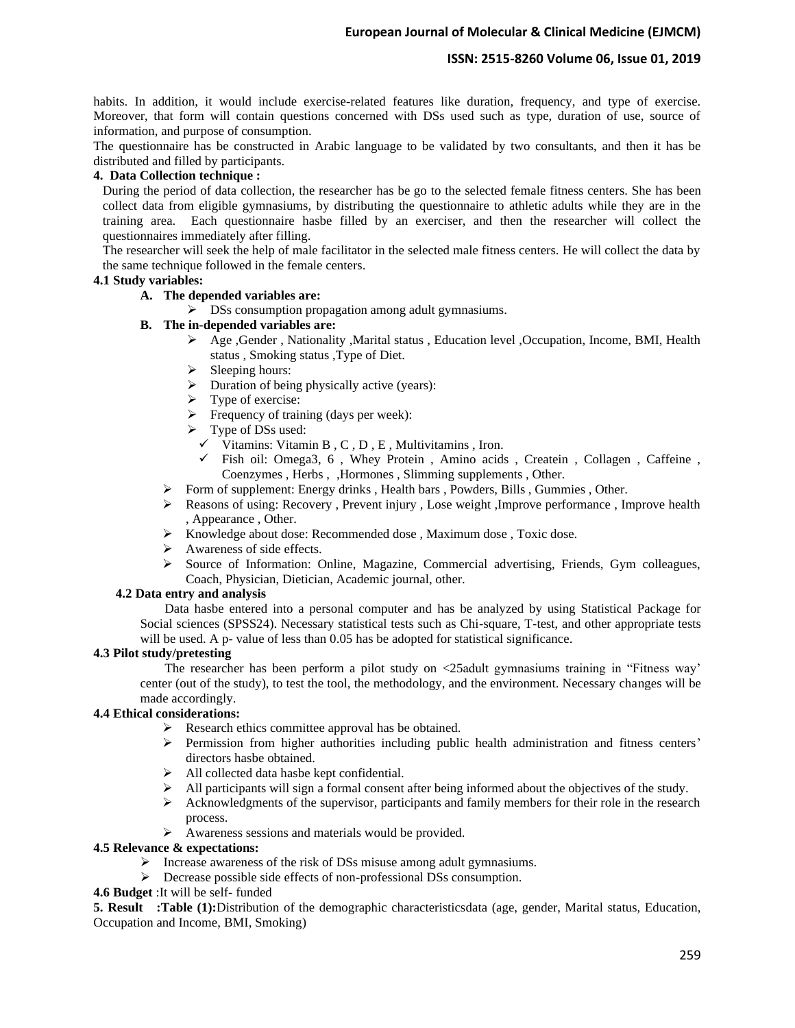habits. In addition, it would include exercise-related features like duration, frequency, and type of exercise. Moreover, that form will contain questions concerned with DSs used such as type, duration of use, source of information, and purpose of consumption.

The questionnaire has be constructed in Arabic language to be validated by two consultants, and then it has be distributed and filled by participants.

### 4. Data Collection technique :

During the period of data collection, the researcher has be go to the selected female fitness centers. She has been collect data from eligible gymnasiums, by distributing the questionnaire to athletic adults while they are in the training area. Each questionnaire hasbe filled by an exerciser, and then the researcher will collect the questionnaires immediately after filling.

The researcher will seek the help of male facilitator in the selected male fitness centers. He will collect the data by the same technique followed in the female centers.

#### 4.1 Study variables:

**A. The depended variables are:**

- DSs consumption propagation among adult gymnasiums.

**B. The in-depended variables are:**

- Age ,Gender , Nationality ,Marital status , Education level ,Occupation, Income, BMI, Health status , Smoking status ,Type of Diet.
- Sleeping hours:
- Duration of being physically active (years):
- Type of exercise:
- Frequency of training (days per week):
- Type of DSs used:
  - ✓ Vitamins: Vitamin B , C , D , E , Multivitamins , Iron.
  - ✓ Fish oil: Omega3, 6 , Whey Protein , Amino acids , Createin , Collagen , Caffeine , Coenzymes , Herbs , ,Hormones , Slimming supplements , Other.
- Form of supplement: Energy drinks , Health bars , Powders, Bills , Gummies , Other.
- Reasons of using: Recovery , Prevent injury , Lose weight ,Improve performance , Improve health , Appearance , Other.
- Knowledge about dose: Recommended dose , Maximum dose , Toxic dose.
- Awareness of side effects.
- Source of Information: Online, Magazine, Commercial advertising, Friends, Gym colleagues, Coach, Physician, Dietician, Academic journal, other.

#### 4.2 Data entry and analysis

Data hasbe entered into a personal computer and has be analyzed by using Statistical Package for Social sciences (SPSS24). Necessary statistical tests such as Chi-square, T-test, and other appropriate tests will be used. A p- value of less than 0.05 has be adopted for statistical significance.

#### 4.3 Pilot study/pretesting

The researcher has been perform a pilot study on <25adult gymnasiums training in "Fitness way' center (out of the study), to test the tool, the methodology, and the environment. Necessary changes will be made accordingly.

#### 4.4 Ethical considerations:

- Research ethics committee approval has be obtained.
- Permission from higher authorities including public health administration and fitness centers' directors hasbe obtained.
- All collected data hasbe kept confidential.
- All participants will sign a formal consent after being informed about the objectives of the study.
- Acknowledgments of the supervisor, participants and family members for their role in the research process.
- Awareness sessions and materials would be provided.

#### 4.5 Relevance & expectations:

- Increase awareness of the risk of DSs misuse among adult gymnasiums.
- Decrease possible side effects of non-professional DSs consumption.

**4.6 Budget** :It will be self- funded

**5. Result :Table (1):**Distribution of the demographic characteristicsdata (age, gender, Marital status, Education, Occupation and Income, BMI, Smoking)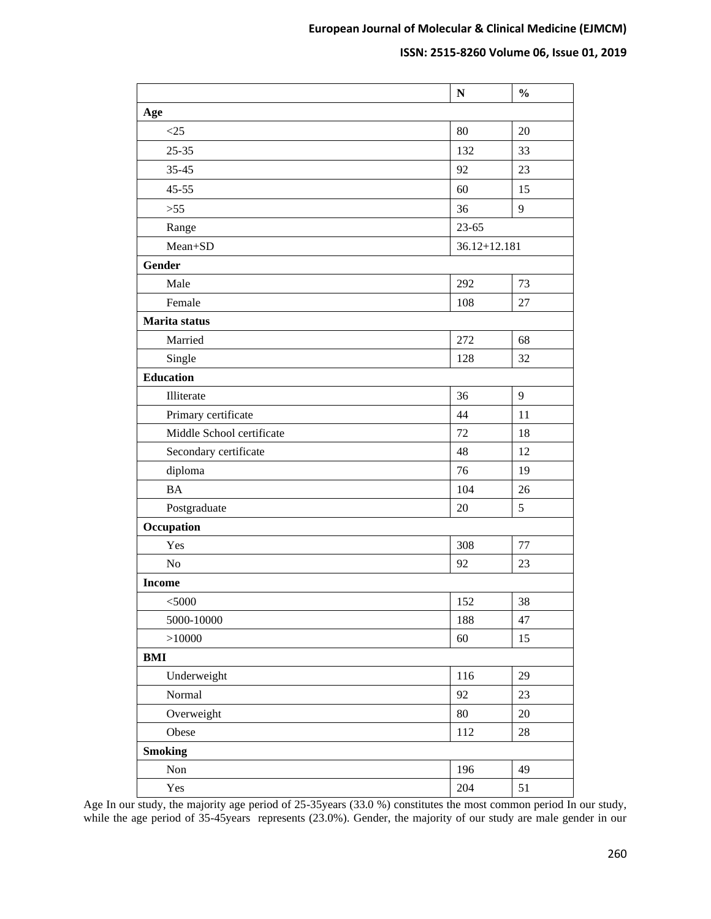| | N | % |
|---|---|---|
| **Age** | | |
| <25 | 80 | 20 |
| 25-35 | 132 | 33 |
| 35-45 | 92 | 23 |
| 45-55 | 60 | 15 |
| >55 | 36 | 9 |
| Range | 23-65 | |
| Mean+SD | 36.12+12.181 | |
| **Gender** | | |
| Male | 292 | 73 |
| Female | 108 | 27 |
| **Marita status** | | |
| Married | 272 | 68 |
| Single | 128 | 32 |
| **Education** | | |
| Illiterate | 36 | 9 |
| Primary certificate | 44 | 11 |
| Middle School certificate | 72 | 18 |
| Secondary certificate | 48 | 12 |
| diploma | 76 | 19 |
| BA | 104 | 26 |
| Postgraduate | 20 | 5 |
| **Occupation** | | |
| Yes | 308 | 77 |
| No | 92 | 23 |
| **Income** | | |
| <5000 | 152 | 38 |
| 5000-10000 | 188 | 47 |
| >10000 | 60 | 15 |
| **BMI** | | |
| Underweight | 116 | 29 |
| Normal | 92 | 23 |
| Overweight | 80 | 20 |
| Obese | 112 | 28 |
| **Smoking** | | |
| Non | 196 | 49 |
| Yes | 204 | 51 |

Age In our study, the majority age period of 25-35years (33.0 %) constitutes the most common period In our study, while the age period of 35-45years represents (23.0%). Gender, the majority of our study are male gender in our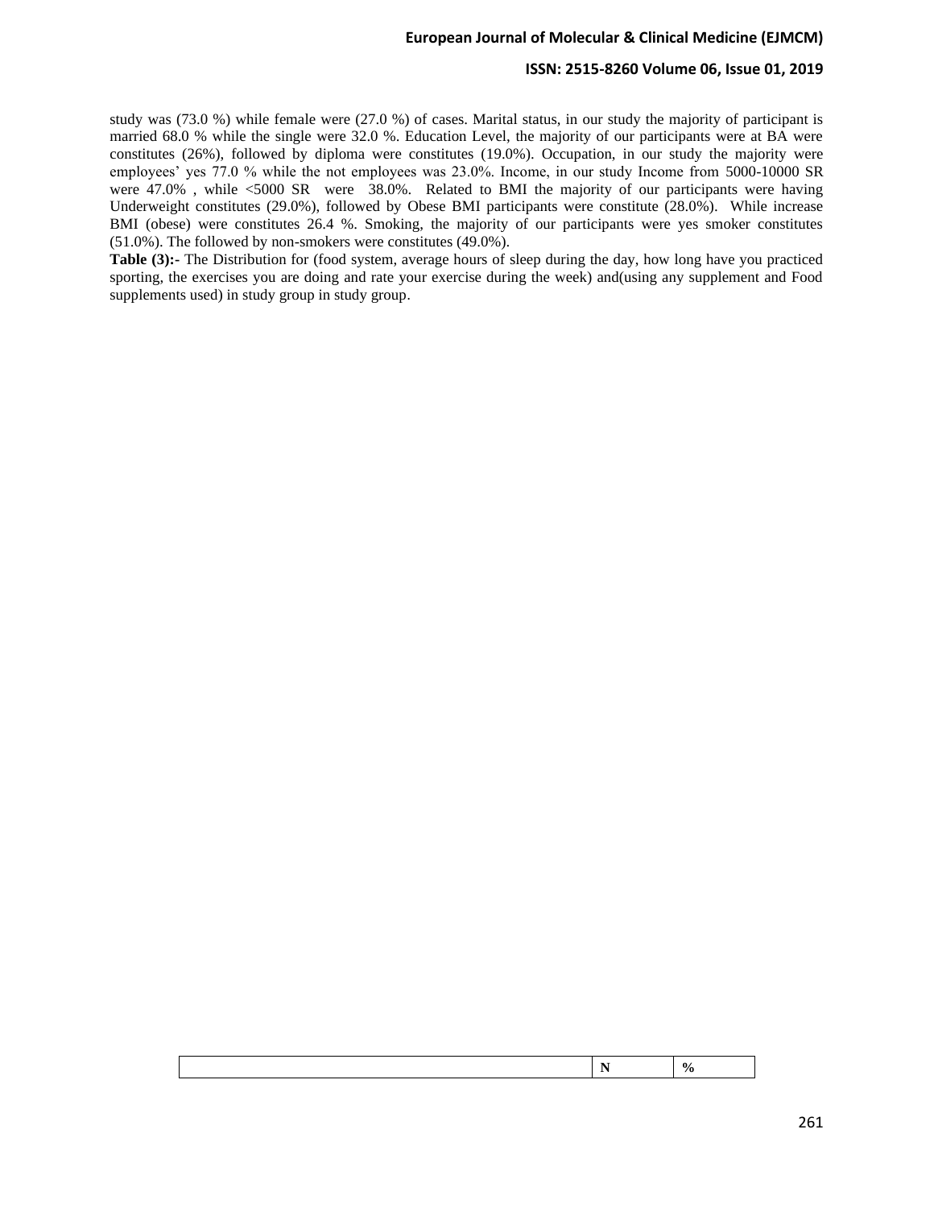study was (73.0 %) while female were (27.0 %) of cases. Marital status, in our study the majority of participant is married 68.0 % while the single were 32.0 %. Education Level, the majority of our participants were at BA were constitutes (26%), followed by diploma were constitutes (19.0%). Occupation, in our study the majority were employees' yes 77.0 % while the not employees was 23.0%. Income, in our study Income from 5000-10000 SR were 47.0% , while <5000 SR were 38.0%. Related to BMI the majority of our participants were having Underweight constitutes (29.0%), followed by Obese BMI participants were constitute (28.0%). While increase BMI (obese) were constitutes 26.4 %. Smoking, the majority of our participants were yes smoker constitutes (51.0%). The followed by non-smokers were constitutes (49.0%).

**Table (3):-** The Distribution for (food system, average hours of sleep during the day, how long have you practiced sporting, the exercises you are doing and rate your exercise during the week) and(using any supplement and Food supplements used) in study group in study group.

| | N | % |
|---|---|---|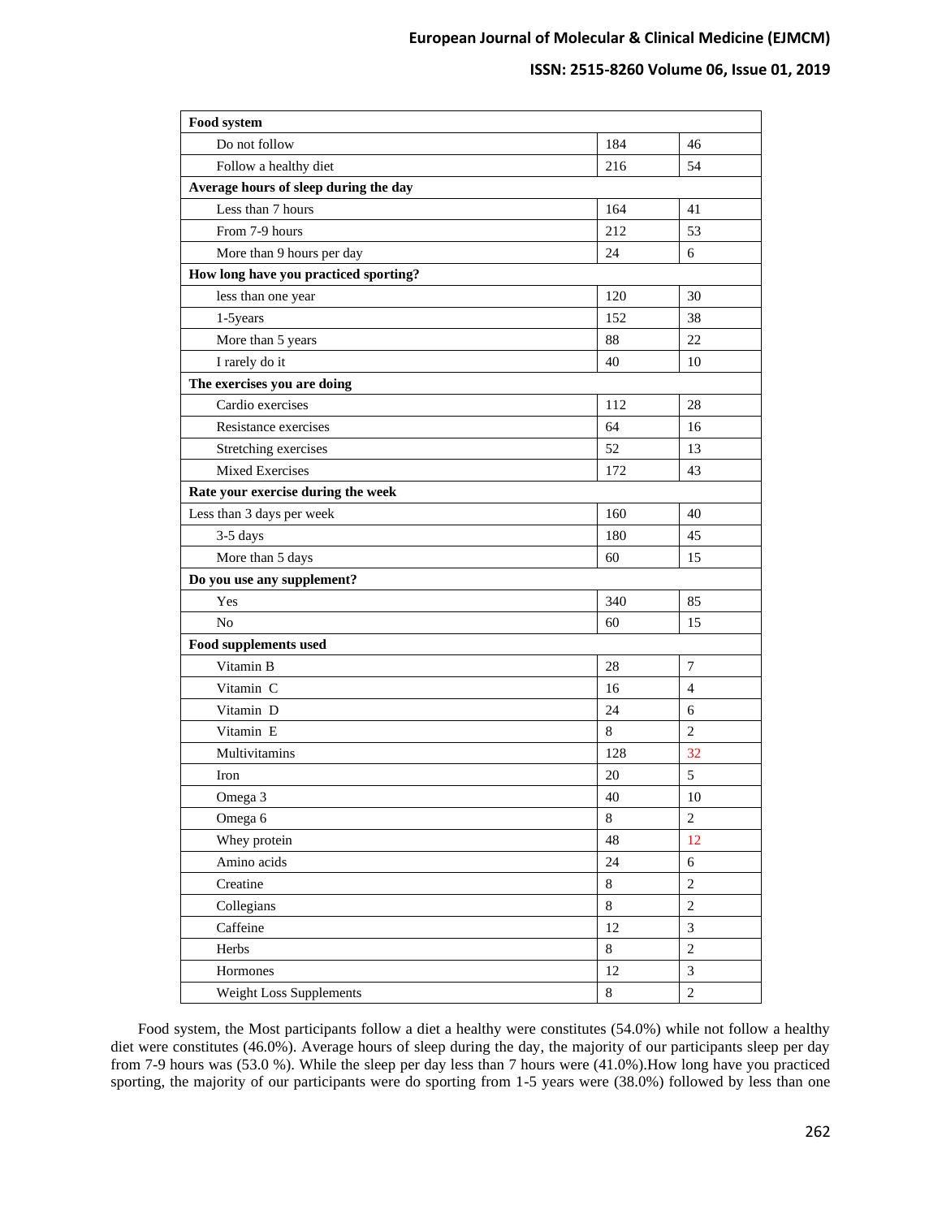| Food system | | |
|---|---|---|
| Do not follow | 184 | 46 |
| Follow a healthy diet | 216 | 54 |
| **Average hours of sleep during the day** | | |
| Less than 7 hours | 164 | 41 |
| From 7-9 hours | 212 | 53 |
| More than 9 hours per day | 24 | 6 |
| **How long have you practiced sporting?** | | |
| less than one year | 120 | 30 |
| 1-5years | 152 | 38 |
| More than 5 years | 88 | 22 |
| I rarely do it | 40 | 10 |
| **The exercises you are doing** | | |
| Cardio exercises | 112 | 28 |
| Resistance exercises | 64 | 16 |
| Stretching exercises | 52 | 13 |
| Mixed Exercises | 172 | 43 |
| **Rate your exercise during the week** | | |
| Less than 3 days per week | 160 | 40 |
| 3-5 days | 180 | 45 |
| More than 5 days | 60 | 15 |
| **Do you use any supplement?** | | |
| Yes | 340 | 85 |
| No | 60 | 15 |
| **Food supplements used** | | |
| Vitamin B | 28 | 7 |
| Vitamin C | 16 | 4 |
| Vitamin D | 24 | 6 |
| Vitamin E | 8 | 2 |
| Multivitamins | 128 | 32 |
| Iron | 20 | 5 |
| Omega 3 | 40 | 10 |
| Omega 6 | 8 | 2 |
| Whey protein | 48 | 12 |
| Amino acids | 24 | 6 |
| Creatine | 8 | 2 |
| Collegians | 8 | 2 |
| Caffeine | 12 | 3 |
| Herbs | 8 | 2 |
| Hormones | 12 | 3 |
| Weight Loss Supplements | 8 | 2 |

Food system, the Most participants follow a diet a healthy were constitutes (54.0%) while not follow a healthy diet were constitutes (46.0%). Average hours of sleep during the day, the majority of our participants sleep per day from 7-9 hours was (53.0 %). While the sleep per day less than 7 hours were (41.0%).How long have you practiced sporting, the majority of our participants were do sporting from 1-5 years were (38.0%) followed by less than one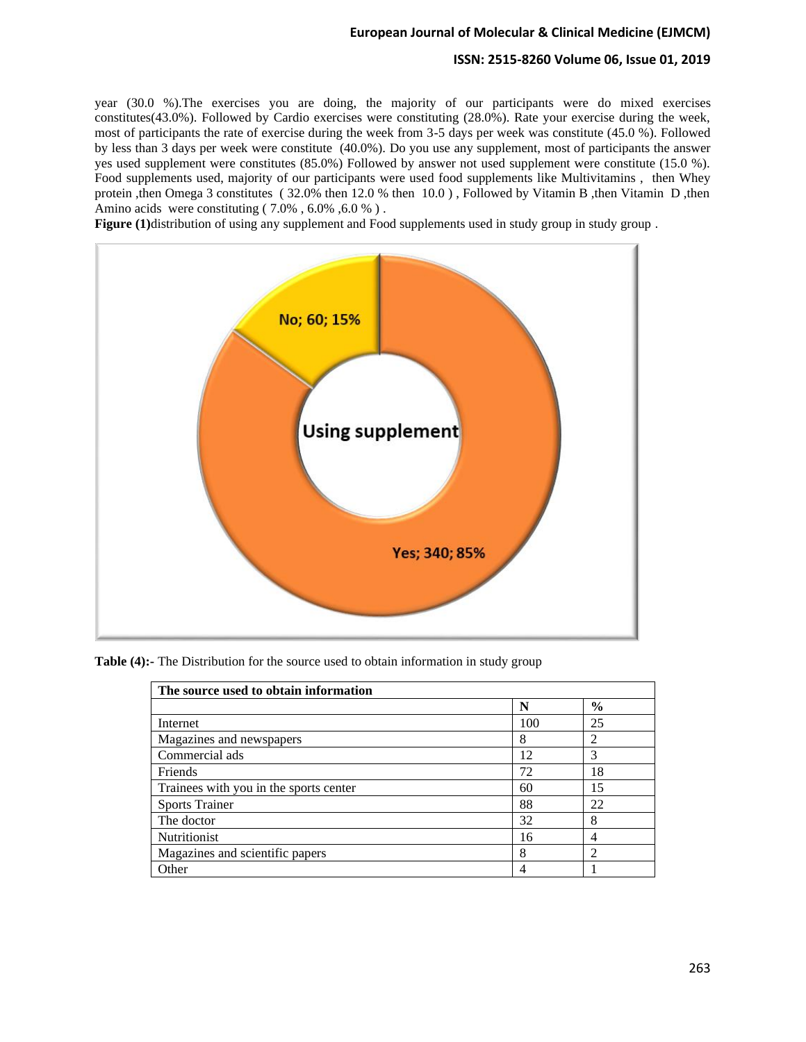year (30.0 %).The exercises you are doing, the majority of our participants were do mixed exercises constitutes(43.0%). Followed by Cardio exercises were constituting (28.0%). Rate your exercise during the week, most of participants the rate of exercise during the week from 3-5 days per week was constitute (45.0 %). Followed by less than 3 days per week were constitute (40.0%). Do you use any supplement, most of participants the answer yes used supplement were constitutes (85.0%) Followed by answer not used supplement were constitute (15.0 %). Food supplements used, majority of our participants were used food supplements like Multivitamins , then Whey protein ,then Omega 3 constitutes ( 32.0% then 12.0 % then 10.0 ) , Followed by Vitamin B ,then Vitamin D ,then Amino acids were constituting ( 7.0% , 6.0% ,6.0 % ) .

**Figure (1)**distribution of using any supplement and Food supplements used in study group in study group .

**Table (4):-** The Distribution for the source used to obtain information in study group

| The source used to obtain information | | |
|---|---|---|
| | **N** | **%** |
| Internet | 100 | 25 |
| Magazines and newspapers | 8 | 2 |
| Commercial ads | 12 | 3 |
| Friends | 72 | 18 |
| Trainees with you in the sports center | 60 | 15 |
| Sports Trainer | 88 | 22 |
| The doctor | 32 | 8 |
| Nutritionist | 16 | 4 |
| Magazines and scientific papers | 8 | 2 |
| Other | 4 | 1 |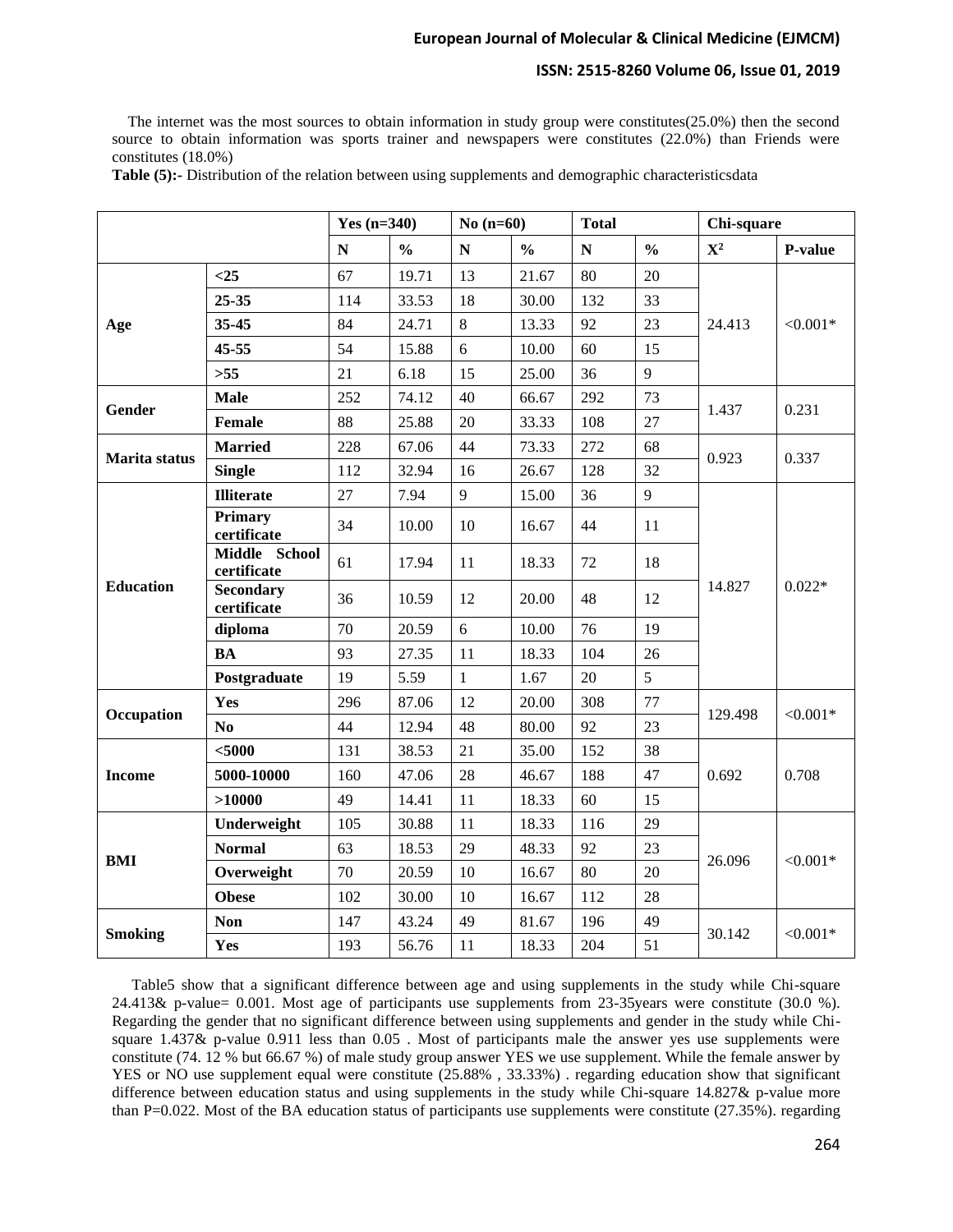The internet was the most sources to obtain information in study group were constitutes(25.0%) then the second source to obtain information was sports trainer and newspapers were constitutes (22.0%) than Friends were constitutes (18.0%)

**Table (5):-** Distribution of the relation between using supplements and demographic characteristicsdata

| | | Yes (n=340) | | No (n=60) | | Total | | Chi-square | |
|---|---|---|---|---|---|---|---|---|---|
| | | N | % | N | % | N | % | $X^2$ | P-value |
| Age | <25 | 67 | 19.71 | 13 | 21.67 | 80 | 20 | 24.413 | <0.001* |
| | 25-35 | 114 | 33.53 | 18 | 30.00 | 132 | 33 | | |
| | 35-45 | 84 | 24.71 | 8 | 13.33 | 92 | 23 | | |
| | 45-55 | 54 | 15.88 | 6 | 10.00 | 60 | 15 | | |
| | >55 | 21 | 6.18 | 15 | 25.00 | 36 | 9 | | |
| Gender | Male | 252 | 74.12 | 40 | 66.67 | 292 | 73 | 1.437 | 0.231 |
| | Female | 88 | 25.88 | 20 | 33.33 | 108 | 27 | | |
| Marita status | Married | 228 | 67.06 | 44 | 73.33 | 272 | 68 | 0.923 | 0.337 |
| | Single | 112 | 32.94 | 16 | 26.67 | 128 | 32 | | |
| Education | Illiterate | 27 | 7.94 | 9 | 15.00 | 36 | 9 | 14.827 | 0.022* |
| | Primary certificate | 34 | 10.00 | 10 | 16.67 | 44 | 11 | | |
| | Middle School certificate | 61 | 17.94 | 11 | 18.33 | 72 | 18 | | |
| | Secondary certificate | 36 | 10.59 | 12 | 20.00 | 48 | 12 | | |
| | diploma | 70 | 20.59 | 6 | 10.00 | 76 | 19 | | |
| | BA | 93 | 27.35 | 11 | 18.33 | 104 | 26 | | |
| | Postgraduate | 19 | 5.59 | 1 | 1.67 | 20 | 5 | | |
| Occupation | Yes | 296 | 87.06 | 12 | 20.00 | 308 | 77 | 129.498 | <0.001* |
| | No | 44 | 12.94 | 48 | 80.00 | 92 | 23 | | |
| Income | <5000 | 131 | 38.53 | 21 | 35.00 | 152 | 38 | 0.692 | 0.708 |
| | 5000-10000 | 160 | 47.06 | 28 | 46.67 | 188 | 47 | | |
| | >10000 | 49 | 14.41 | 11 | 18.33 | 60 | 15 | | |
| BMI | Underweight | 105 | 30.88 | 11 | 18.33 | 116 | 29 | 26.096 | <0.001* |
| | Normal | 63 | 18.53 | 29 | 48.33 | 92 | 23 | | |
| | Overweight | 70 | 20.59 | 10 | 16.67 | 80 | 20 | | |
| | Obese | 102 | 30.00 | 10 | 16.67 | 112 | 28 | | |
| Smoking | Non | 147 | 43.24 | 49 | 81.67 | 196 | 49 | 30.142 | <0.001* |
| | Yes | 193 | 56.76 | 11 | 18.33 | 204 | 51 | | |

Table5 show that a significant difference between age and using supplements in the study while Chi-square 24.413& p-value= 0.001. Most age of participants use supplements from 23-35years were constitute (30.0 %). Regarding the gender that no significant difference between using supplements and gender in the study while Chi-square 1.437& p-value 0.911 less than 0.05 . Most of participants male the answer yes use supplements were constitute (74. 12 % but 66.67 %) of male study group answer YES we use supplement. While the female answer by YES or NO use supplement equal were constitute (25.88% , 33.33%) . regarding education show that significant difference between education status and using supplements in the study while Chi-square 14.827& p-value more than P=0.022. Most of the BA education status of participants use supplements were constitute (27.35%). regarding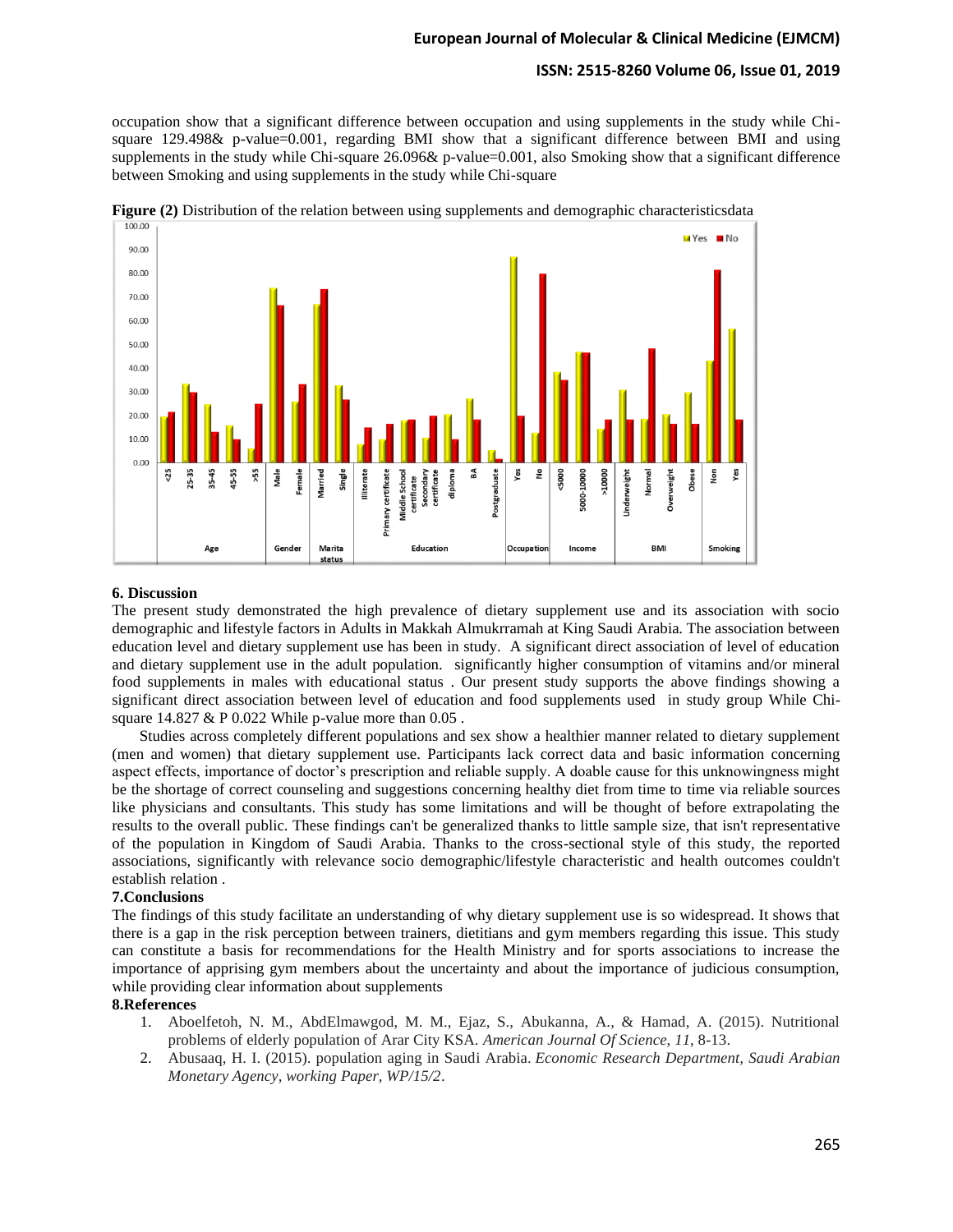occupation show that a significant difference between occupation and using supplements in the study while Chi-square 129.498& p-value=0.001, regarding BMI show that a significant difference between BMI and using supplements in the study while Chi-square 26.096& p-value=0.001, also Smoking show that a significant difference between Smoking and using supplements in the study while Chi-square

**Figure (2)** Distribution of the relation between using supplements and demographic characteristicsdata

## 6. Discussion

The present study demonstrated the high prevalence of dietary supplement use and its association with socio demographic and lifestyle factors in Adults in Makkah Almukrramah at King Saudi Arabia. The association between education level and dietary supplement use has been in study. A significant direct association of level of education and dietary supplement use in the adult population. significantly higher consumption of vitamins and/or mineral food supplements in males with educational status . Our present study supports the above findings showing a significant direct association between level of education and food supplements used in study group While Chi-square 14.827 & P 0.022 While p-value more than 0.05 .

Studies across completely different populations and sex show a healthier manner related to dietary supplement (men and women) that dietary supplement use. Participants lack correct data and basic information concerning aspect effects, importance of doctor's prescription and reliable supply. A doable cause for this unknowingness might be the shortage of correct counseling and suggestions concerning healthy diet from time to time via reliable sources like physicians and consultants. This study has some limitations and will be thought of before extrapolating the results to the overall public. These findings can't be generalized thanks to little sample size, that isn't representative of the population in Kingdom of Saudi Arabia. Thanks to the cross-sectional style of this study, the reported associations, significantly with relevance socio demographic/lifestyle characteristic and health outcomes couldn't establish relation .

## 7.Conclusions

The findings of this study facilitate an understanding of why dietary supplement use is so widespread. It shows that there is a gap in the risk perception between trainers, dietitians and gym members regarding this issue. This study can constitute a basis for recommendations for the Health Ministry and for sports associations to increase the importance of apprising gym members about the uncertainty and about the importance of judicious consumption, while providing clear information about supplements

## 8.References

1. Aboelfetoh, N. M., AbdElmawgod, M. M., Ejaz, S., Abukanna, A., & Hamad, A. (2015). Nutritional problems of elderly population of Arar City KSA. *American Journal Of Science, 11*, 8-13.
2. Abusaaq, H. I. (2015). population aging in Saudi Arabia. *Economic Research Department, Saudi Arabian Monetary Agency, working Paper, WP/15/2*.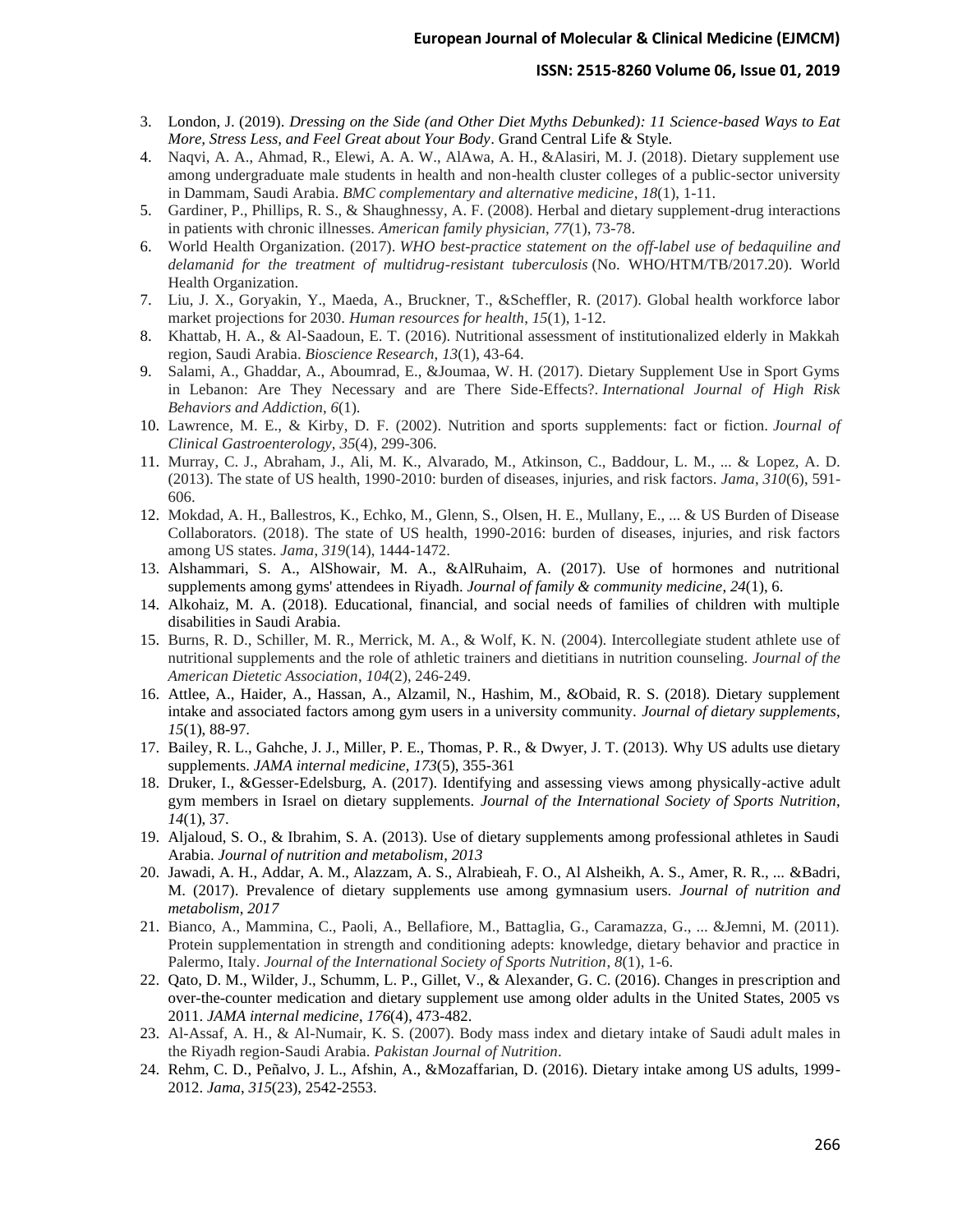3. London, J. (2019). *Dressing on the Side (and Other Diet Myths Debunked): 11 Science-based Ways to Eat More, Stress Less, and Feel Great about Your Body*. Grand Central Life & Style.
4. Naqvi, A. A., Ahmad, R., Elewi, A. A. W., AlAwa, A. H., &Alasiri, M. J. (2018). Dietary supplement use among undergraduate male students in health and non-health cluster colleges of a public-sector university in Dammam, Saudi Arabia. *BMC complementary and alternative medicine*, *18*(1), 1-11.
5. Gardiner, P., Phillips, R. S., & Shaughnessy, A. F. (2008). Herbal and dietary supplement-drug interactions in patients with chronic illnesses. *American family physician*, *77*(1), 73-78.
6. World Health Organization. (2017). *WHO best-practice statement on the off-label use of bedaquiline and delamanid for the treatment of multidrug-resistant tuberculosis* (No. WHO/HTM/TB/2017.20). World Health Organization.
7. Liu, J. X., Goryakin, Y., Maeda, A., Bruckner, T., &Scheffler, R. (2017). Global health workforce labor market projections for 2030. *Human resources for health*, *15*(1), 1-12.
8. Khattab, H. A., & Al-Saadoun, E. T. (2016). Nutritional assessment of institutionalized elderly in Makkah region, Saudi Arabia. *Bioscience Research*, *13*(1), 43-64.
9. Salami, A., Ghaddar, A., Aboumrad, E., &Joumaa, W. H. (2017). Dietary Supplement Use in Sport Gyms in Lebanon: Are They Necessary and are There Side-Effects?. *International Journal of High Risk Behaviors and Addiction*, *6*(1).
10. Lawrence, M. E., & Kirby, D. F. (2002). Nutrition and sports supplements: fact or fiction. *Journal of Clinical Gastroenterology*, *35*(4), 299-306.
11. Murray, C. J., Abraham, J., Ali, M. K., Alvarado, M., Atkinson, C., Baddour, L. M., ... & Lopez, A. D. (2013). The state of US health, 1990-2010: burden of diseases, injuries, and risk factors. *Jama*, *310*(6), 591-606.
12. Mokdad, A. H., Ballestros, K., Echko, M., Glenn, S., Olsen, H. E., Mullany, E., ... & US Burden of Disease Collaborators. (2018). The state of US health, 1990-2016: burden of diseases, injuries, and risk factors among US states. *Jama*, *319*(14), 1444-1472.
13. Alshammari, S. A., AlShowair, M. A., &AlRuhaim, A. (2017). Use of hormones and nutritional supplements among gyms' attendees in Riyadh. *Journal of family & community medicine*, *24*(1), 6.
14. Alkohaiz, M. A. (2018). Educational, financial, and social needs of families of children with multiple disabilities in Saudi Arabia.
15. Burns, R. D., Schiller, M. R., Merrick, M. A., & Wolf, K. N. (2004). Intercollegiate student athlete use of nutritional supplements and the role of athletic trainers and dietitians in nutrition counseling. *Journal of the American Dietetic Association*, *104*(2), 246-249.
16. Attlee, A., Haider, A., Hassan, A., Alzamil, N., Hashim, M., &Obaid, R. S. (2018). Dietary supplement intake and associated factors among gym users in a university community. *Journal of dietary supplements*, *15*(1), 88-97.
17. Bailey, R. L., Gahche, J. J., Miller, P. E., Thomas, P. R., & Dwyer, J. T. (2013). Why US adults use dietary supplements. *JAMA internal medicine*, *173*(5), 355-361
18. Druker, I., &Gesser-Edelsburg, A. (2017). Identifying and assessing views among physically-active adult gym members in Israel on dietary supplements. *Journal of the International Society of Sports Nutrition*, *14*(1), 37.
19. Aljaloud, S. O., & Ibrahim, S. A. (2013). Use of dietary supplements among professional athletes in Saudi Arabia. *Journal of nutrition and metabolism*, *2013*
20. Jawadi, A. H., Addar, A. M., Alazzam, A. S., Alrabieah, F. O., Al Alsheikh, A. S., Amer, R. R., ... &Badri, M. (2017). Prevalence of dietary supplements use among gymnasium users. *Journal of nutrition and metabolism*, *2017*
21. Bianco, A., Mammina, C., Paoli, A., Bellafiore, M., Battaglia, G., Caramazza, G., ... &Jemni, M. (2011). Protein supplementation in strength and conditioning adepts: knowledge, dietary behavior and practice in Palermo, Italy. *Journal of the International Society of Sports Nutrition*, *8*(1), 1-6.
22. Qato, D. M., Wilder, J., Schumm, L. P., Gillet, V., & Alexander, G. C. (2016). Changes in prescription and over-the-counter medication and dietary supplement use among older adults in the United States, 2005 vs 2011. *JAMA internal medicine*, *176*(4), 473-482.
23. Al-Assaf, A. H., & Al-Numair, K. S. (2007). Body mass index and dietary intake of Saudi adult males in the Riyadh region-Saudi Arabia. *Pakistan Journal of Nutrition*.
24. Rehm, C. D., Peñalvo, J. L., Afshin, A., &Mozaffarian, D. (2016). Dietary intake among US adults, 1999-2012. *Jama*, *315*(23), 2542-2553.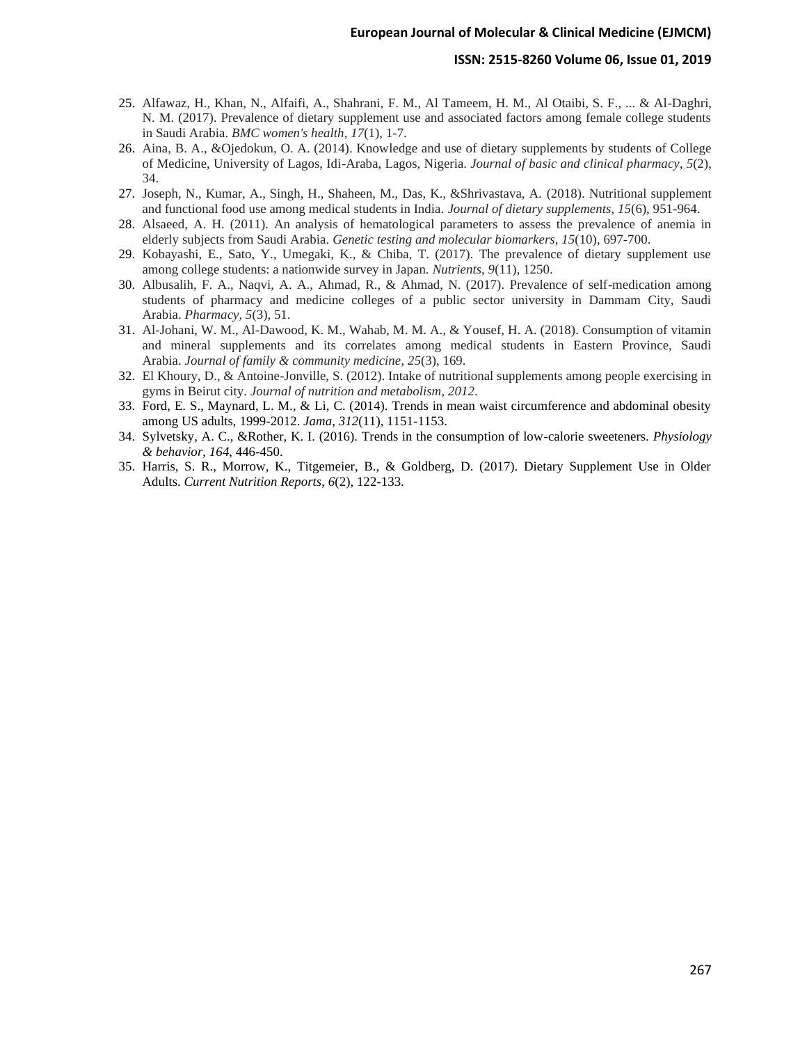25. Alfawaz, H., Khan, N., Alfaifi, A., Shahrani, F. M., Al Tameem, H. M., Al Otaibi, S. F., ... & Al-Daghri, N. M. (2017). Prevalence of dietary supplement use and associated factors among female college students in Saudi Arabia. *BMC women's health*, *17*(1), 1-7.
26. Aina, B. A., &Ojedokun, O. A. (2014). Knowledge and use of dietary supplements by students of College of Medicine, University of Lagos, Idi-Araba, Lagos, Nigeria. *Journal of basic and clinical pharmacy*, *5*(2), 34.
27. Joseph, N., Kumar, A., Singh, H., Shaheen, M., Das, K., &Shrivastava, A. (2018). Nutritional supplement and functional food use among medical students in India. *Journal of dietary supplements*, *15*(6), 951-964.
28. Alsaeed, A. H. (2011). An analysis of hematological parameters to assess the prevalence of anemia in elderly subjects from Saudi Arabia. *Genetic testing and molecular biomarkers*, *15*(10), 697-700.
29. Kobayashi, E., Sato, Y., Umegaki, K., & Chiba, T. (2017). The prevalence of dietary supplement use among college students: a nationwide survey in Japan. *Nutrients*, *9*(11), 1250.
30. Albusalih, F. A., Naqvi, A. A., Ahmad, R., & Ahmad, N. (2017). Prevalence of self-medication among students of pharmacy and medicine colleges of a public sector university in Dammam City, Saudi Arabia. *Pharmacy*, *5*(3), 51.
31. Al-Johani, W. M., Al-Dawood, K. M., Wahab, M. M. A., & Yousef, H. A. (2018). Consumption of vitamin and mineral supplements and its correlates among medical students in Eastern Province, Saudi Arabia. *Journal of family & community medicine*, *25*(3), 169.
32. El Khoury, D., & Antoine-Jonville, S. (2012). Intake of nutritional supplements among people exercising in gyms in Beirut city. *Journal of nutrition and metabolism*, *2012*.
33. Ford, E. S., Maynard, L. M., & Li, C. (2014). Trends in mean waist circumference and abdominal obesity among US adults, 1999-2012. *Jama*, *312*(11), 1151-1153.
34. Sylvetsky, A. C., &Rother, K. I. (2016). Trends in the consumption of low-calorie sweeteners. *Physiology & behavior*, *164*, 446-450.
35. Harris, S. R., Morrow, K., Titgemeier, B., & Goldberg, D. (2017). Dietary Supplement Use in Older Adults. *Current Nutrition Reports*, *6*(2), 122-133.